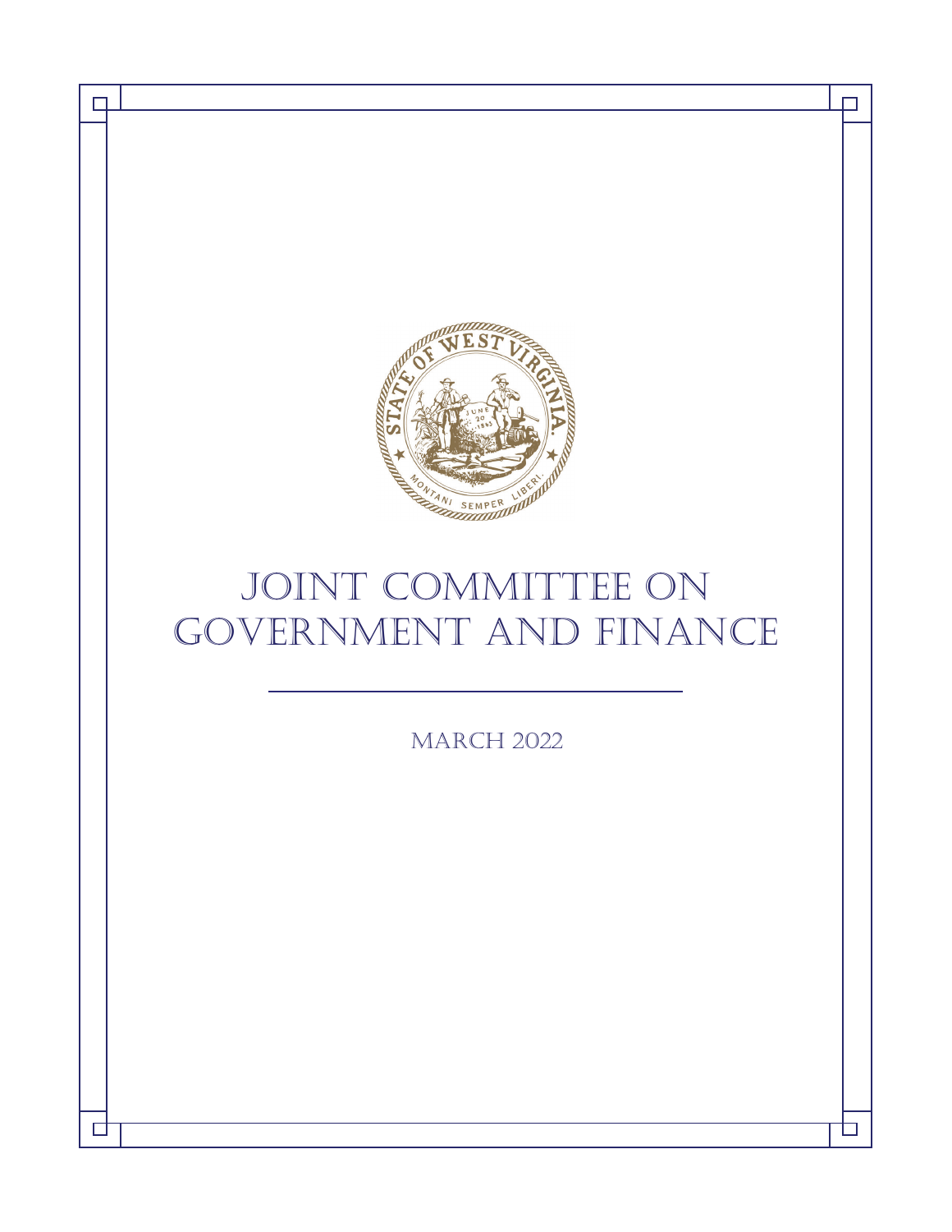# Joint Committee on Government and Finance

March 2022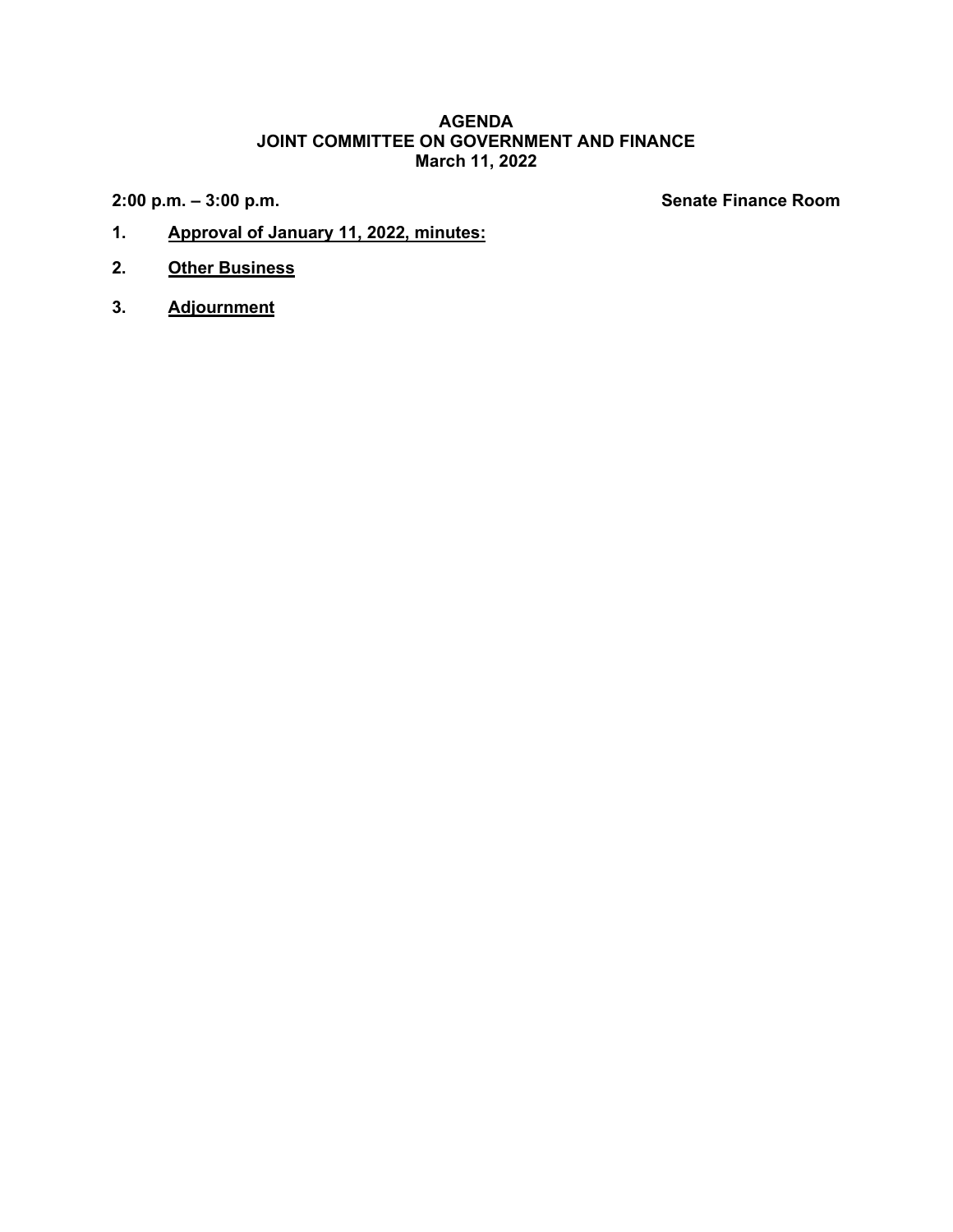# AGENDA
## JOINT COMMITTEE ON GOVERNMENT AND FINANCE
### March 11, 2022

**2:00 p.m. – 3:00 p.m.** **Senate Finance Room**

1. **Approval of January 11, 2022, minutes:**
2. **Other Business**
3. **Adjournment**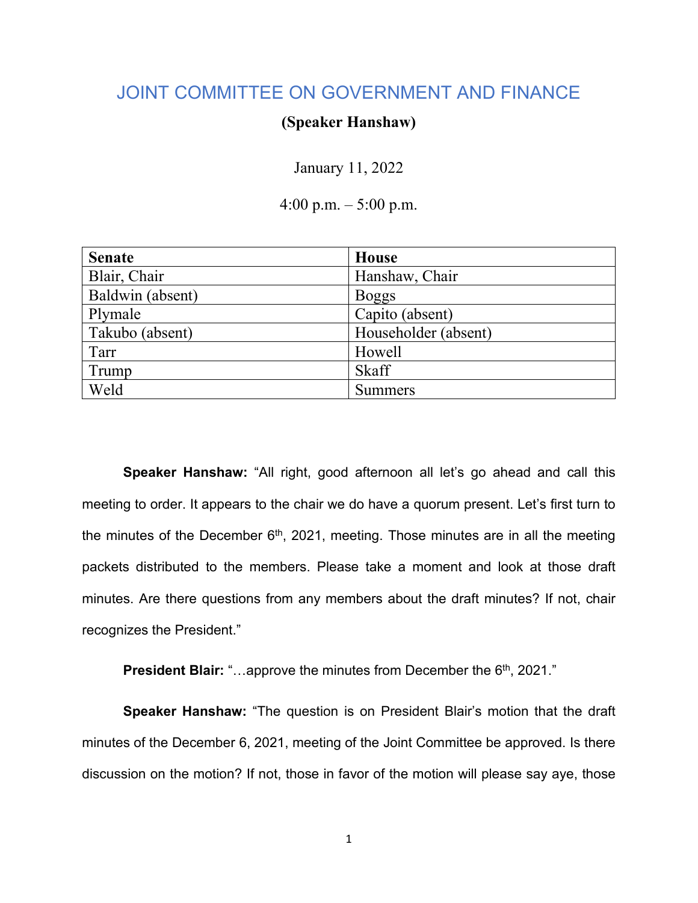# JOINT COMMITTEE ON GOVERNMENT AND FINANCE

**(Speaker Hanshaw)**

January 11, 2022

4:00 p.m. – 5:00 p.m.

| Senate | House |
|---|---|
| Blair, Chair | Hanshaw, Chair |
| Baldwin (absent) | Boggs |
| Plymale | Capito (absent) |
| Takubo (absent) | Householder (absent) |
| Tarr | Howell |
| Trump | Skaff |
| Weld | Summers |

**Speaker Hanshaw:** "All right, good afternoon all let's go ahead and call this meeting to order. It appears to the chair we do have a quorum present. Let's first turn to the minutes of the December 6th, 2021, meeting. Those minutes are in all the meeting packets distributed to the members. Please take a moment and look at those draft minutes. Are there questions from any members about the draft minutes? If not, chair recognizes the President."

**President Blair:** "…approve the minutes from December the 6th, 2021."

**Speaker Hanshaw:** "The question is on President Blair's motion that the draft minutes of the December 6, 2021, meeting of the Joint Committee be approved. Is there discussion on the motion? If not, those in favor of the motion will please say aye, those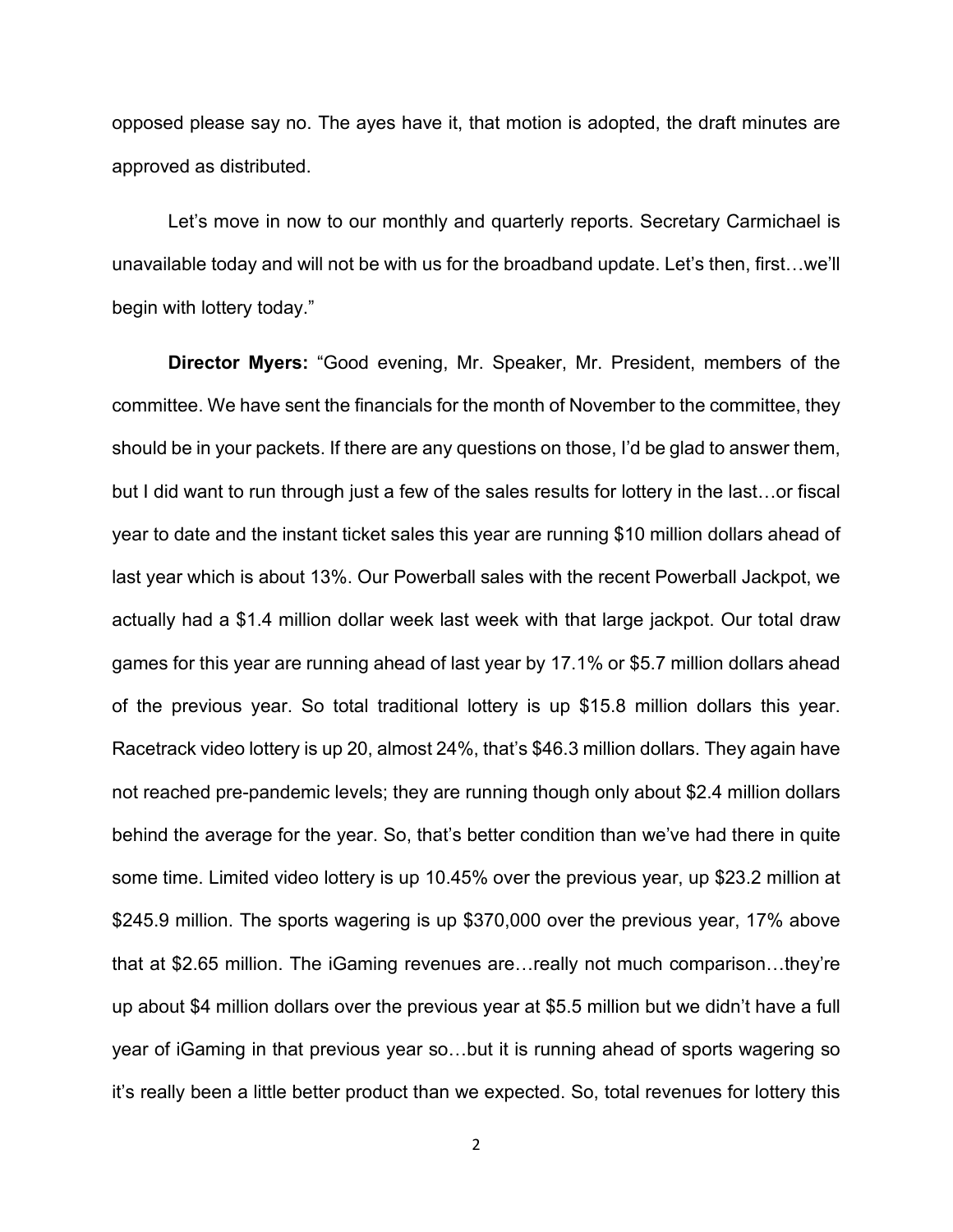opposed please say no. The ayes have it, that motion is adopted, the draft minutes are approved as distributed.

Let's move in now to our monthly and quarterly reports. Secretary Carmichael is unavailable today and will not be with us for the broadband update. Let's then, first…we'll begin with lottery today."

**Director Myers:** "Good evening, Mr. Speaker, Mr. President, members of the committee. We have sent the financials for the month of November to the committee, they should be in your packets. If there are any questions on those, I'd be glad to answer them, but I did want to run through just a few of the sales results for lottery in the last…or fiscal year to date and the instant ticket sales this year are running $10 million dollars ahead of last year which is about 13%. Our Powerball sales with the recent Powerball Jackpot, we actually had a $1.4 million dollar week last week with that large jackpot. Our total draw games for this year are running ahead of last year by 17.1% or $5.7 million dollars ahead of the previous year. So total traditional lottery is up $15.8 million dollars this year. Racetrack video lottery is up 20, almost 24%, that's $46.3 million dollars. They again have not reached pre-pandemic levels; they are running though only about $2.4 million dollars behind the average for the year. So, that's better condition than we've had there in quite some time. Limited video lottery is up 10.45% over the previous year, up $23.2 million at $245.9 million. The sports wagering is up $370,000 over the previous year, 17% above that at $2.65 million. The iGaming revenues are…really not much comparison…they're up about $4 million dollars over the previous year at $5.5 million but we didn't have a full year of iGaming in that previous year so…but it is running ahead of sports wagering so it's really been a little better product than we expected. So, total revenues for lottery this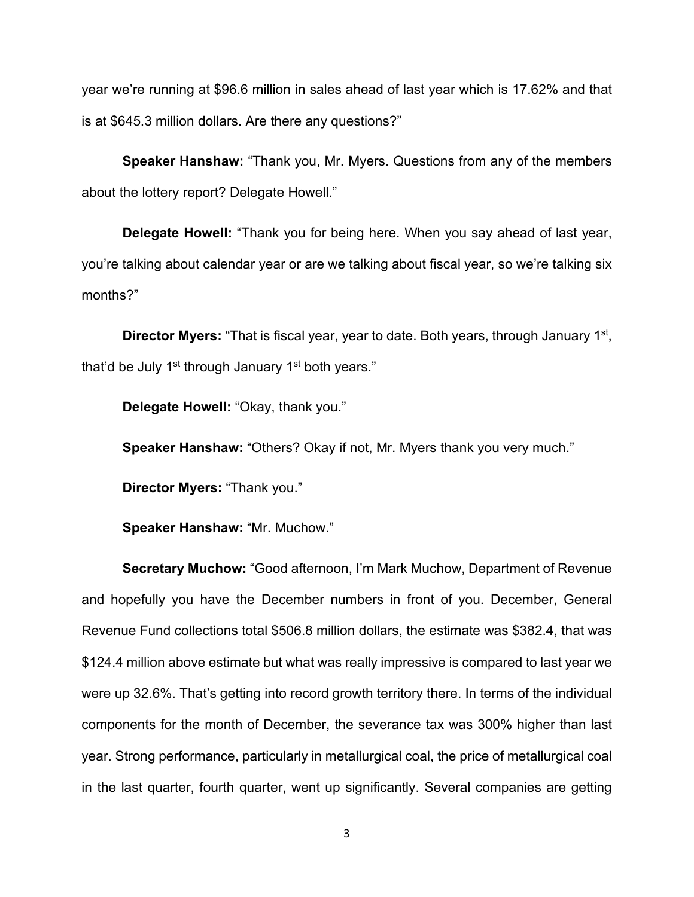year we're running at $96.6 million in sales ahead of last year which is 17.62% and that is at $645.3 million dollars. Are there any questions?"

**Speaker Hanshaw:** "Thank you, Mr. Myers. Questions from any of the members about the lottery report? Delegate Howell."

**Delegate Howell:** "Thank you for being here. When you say ahead of last year, you're talking about calendar year or are we talking about fiscal year, so we're talking six months?"

**Director Myers:** "That is fiscal year, year to date. Both years, through January 1st, that'd be July 1st through January 1st both years."

**Delegate Howell:** "Okay, thank you."

**Speaker Hanshaw:** "Others? Okay if not, Mr. Myers thank you very much."

**Director Myers:** "Thank you."

**Speaker Hanshaw:** "Mr. Muchow."

**Secretary Muchow:** "Good afternoon, I'm Mark Muchow, Department of Revenue and hopefully you have the December numbers in front of you. December, General Revenue Fund collections total $506.8 million dollars, the estimate was $382.4, that was $124.4 million above estimate but what was really impressive is compared to last year we were up 32.6%. That's getting into record growth territory there. In terms of the individual components for the month of December, the severance tax was 300% higher than last year. Strong performance, particularly in metallurgical coal, the price of metallurgical coal in the last quarter, fourth quarter, went up significantly. Several companies are getting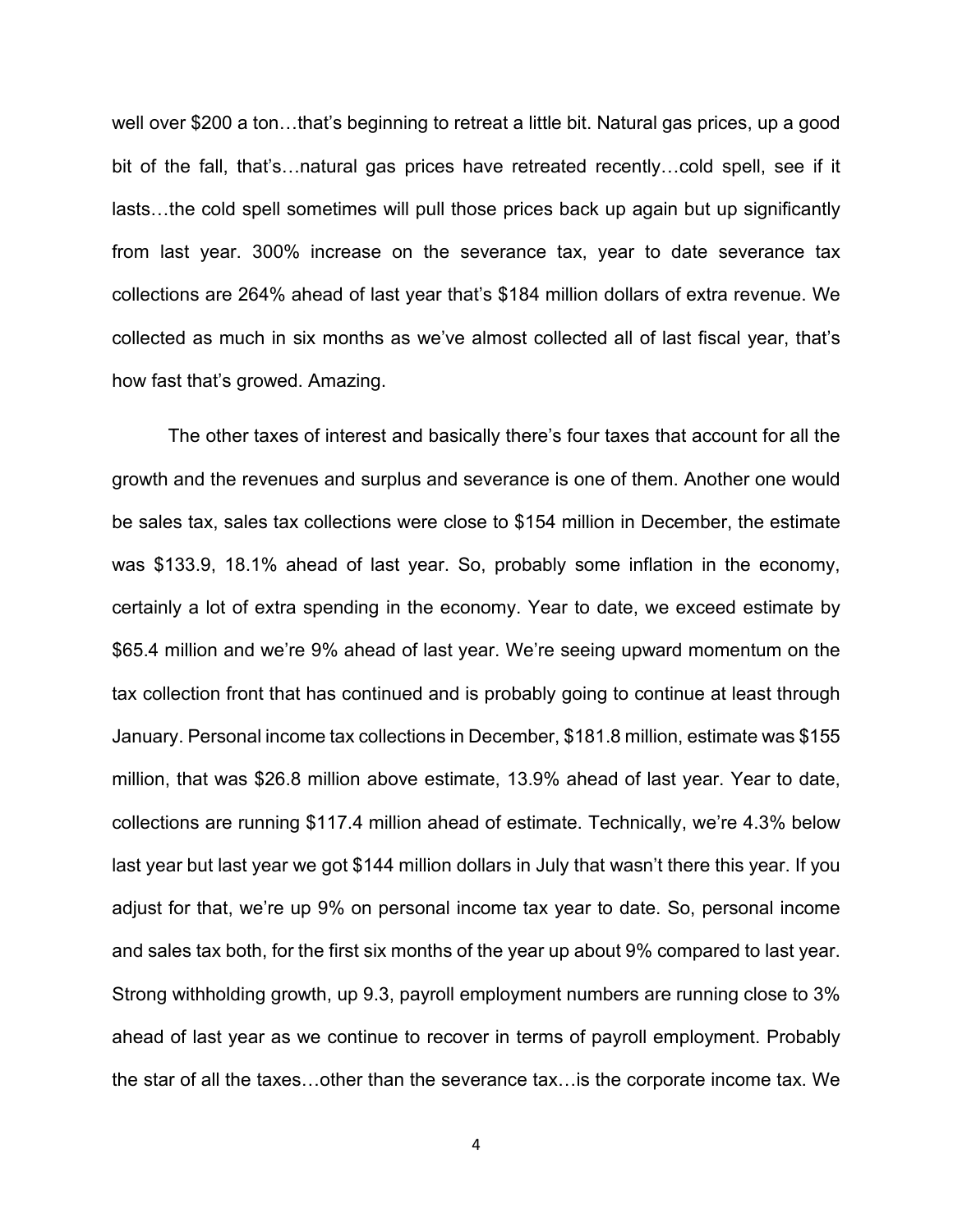well over $200 a ton…that's beginning to retreat a little bit. Natural gas prices, up a good bit of the fall, that's…natural gas prices have retreated recently…cold spell, see if it lasts…the cold spell sometimes will pull those prices back up again but up significantly from last year. 300% increase on the severance tax, year to date severance tax collections are 264% ahead of last year that's $184 million dollars of extra revenue. We collected as much in six months as we've almost collected all of last fiscal year, that's how fast that's growed. Amazing.

The other taxes of interest and basically there's four taxes that account for all the growth and the revenues and surplus and severance is one of them. Another one would be sales tax, sales tax collections were close to $154 million in December, the estimate was $133.9, 18.1% ahead of last year. So, probably some inflation in the economy, certainly a lot of extra spending in the economy. Year to date, we exceed estimate by $65.4 million and we're 9% ahead of last year. We're seeing upward momentum on the tax collection front that has continued and is probably going to continue at least through January. Personal income tax collections in December, $181.8 million, estimate was $155 million, that was $26.8 million above estimate, 13.9% ahead of last year. Year to date, collections are running $117.4 million ahead of estimate. Technically, we're 4.3% below last year but last year we got $144 million dollars in July that wasn't there this year. If you adjust for that, we're up 9% on personal income tax year to date. So, personal income and sales tax both, for the first six months of the year up about 9% compared to last year. Strong withholding growth, up 9.3, payroll employment numbers are running close to 3% ahead of last year as we continue to recover in terms of payroll employment. Probably the star of all the taxes…other than the severance tax…is the corporate income tax. We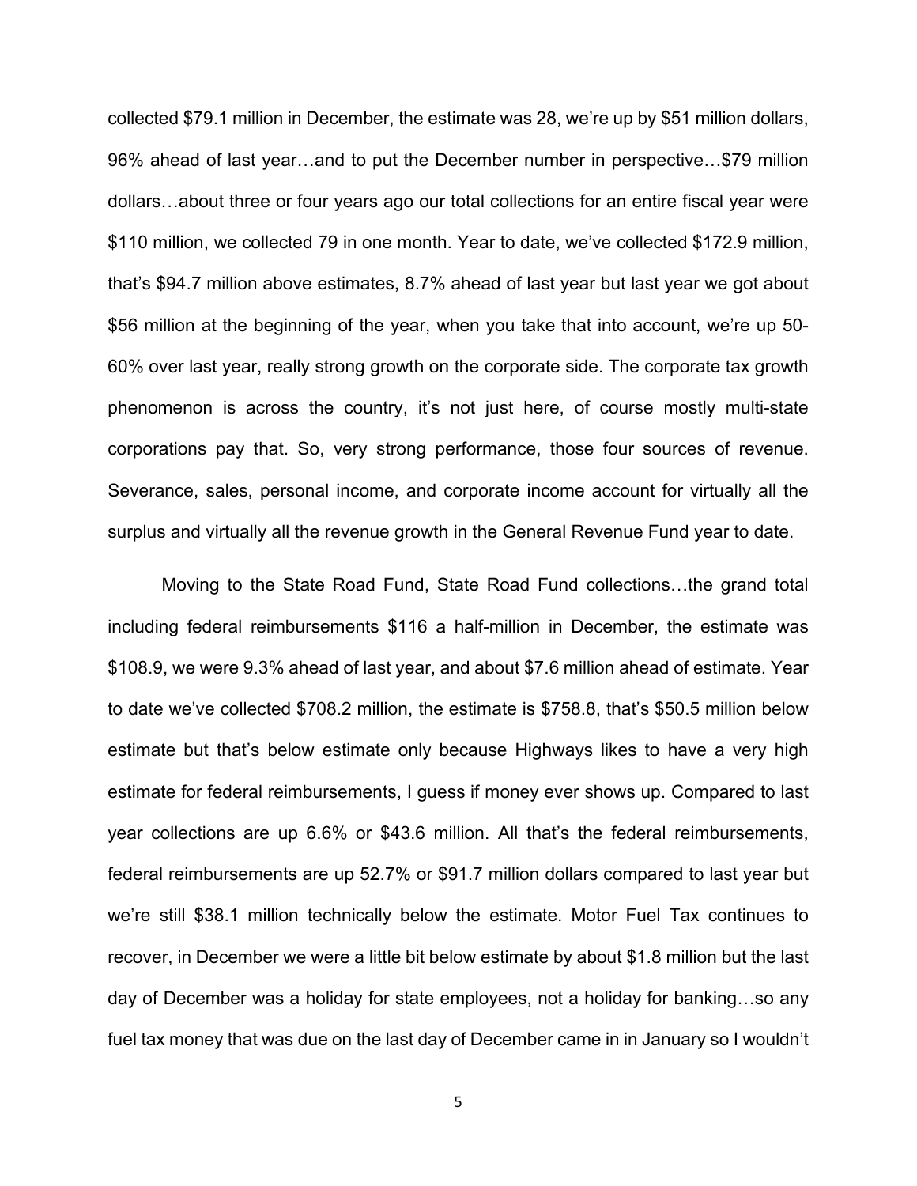collected $79.1 million in December, the estimate was 28, we're up by $51 million dollars, 96% ahead of last year…and to put the December number in perspective…$79 million dollars…about three or four years ago our total collections for an entire fiscal year were $110 million, we collected 79 in one month. Year to date, we've collected $172.9 million, that's $94.7 million above estimates, 8.7% ahead of last year but last year we got about $56 million at the beginning of the year, when you take that into account, we're up 50-60% over last year, really strong growth on the corporate side. The corporate tax growth phenomenon is across the country, it's not just here, of course mostly multi-state corporations pay that. So, very strong performance, those four sources of revenue. Severance, sales, personal income, and corporate income account for virtually all the surplus and virtually all the revenue growth in the General Revenue Fund year to date.

Moving to the State Road Fund, State Road Fund collections…the grand total including federal reimbursements $116 a half-million in December, the estimate was $108.9, we were 9.3% ahead of last year, and about $7.6 million ahead of estimate. Year to date we've collected $708.2 million, the estimate is $758.8, that's $50.5 million below estimate but that's below estimate only because Highways likes to have a very high estimate for federal reimbursements, I guess if money ever shows up. Compared to last year collections are up 6.6% or $43.6 million. All that's the federal reimbursements, federal reimbursements are up 52.7% or $91.7 million dollars compared to last year but we're still $38.1 million technically below the estimate. Motor Fuel Tax continues to recover, in December we were a little bit below estimate by about $1.8 million but the last day of December was a holiday for state employees, not a holiday for banking…so any fuel tax money that was due on the last day of December came in in January so I wouldn't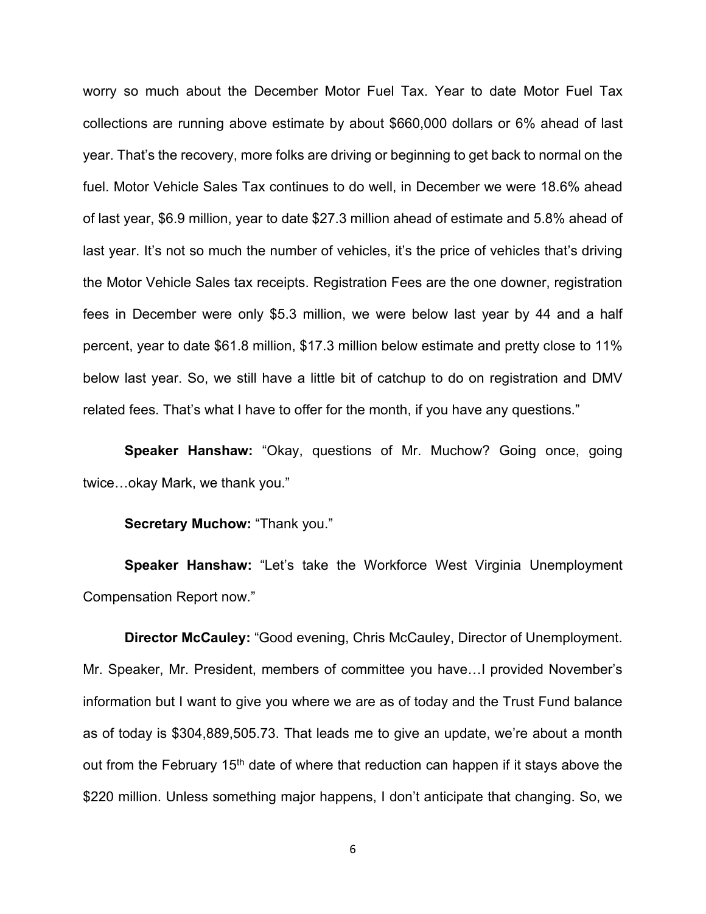worry so much about the December Motor Fuel Tax. Year to date Motor Fuel Tax collections are running above estimate by about $660,000 dollars or 6% ahead of last year. That's the recovery, more folks are driving or beginning to get back to normal on the fuel. Motor Vehicle Sales Tax continues to do well, in December we were 18.6% ahead of last year, $6.9 million, year to date $27.3 million ahead of estimate and 5.8% ahead of last year. It's not so much the number of vehicles, it's the price of vehicles that's driving the Motor Vehicle Sales tax receipts. Registration Fees are the one downer, registration fees in December were only $5.3 million, we were below last year by 44 and a half percent, year to date $61.8 million, $17.3 million below estimate and pretty close to 11% below last year. So, we still have a little bit of catchup to do on registration and DMV related fees. That's what I have to offer for the month, if you have any questions."

**Speaker Hanshaw:** "Okay, questions of Mr. Muchow? Going once, going twice…okay Mark, we thank you."

**Secretary Muchow:** "Thank you."

**Speaker Hanshaw:** "Let's take the Workforce West Virginia Unemployment Compensation Report now."

**Director McCauley:** "Good evening, Chris McCauley, Director of Unemployment. Mr. Speaker, Mr. President, members of committee you have…I provided November's information but I want to give you where we are as of today and the Trust Fund balance as of today is $304,889,505.73. That leads me to give an update, we're about a month out from the February 15th date of where that reduction can happen if it stays above the $220 million. Unless something major happens, I don't anticipate that changing. So, we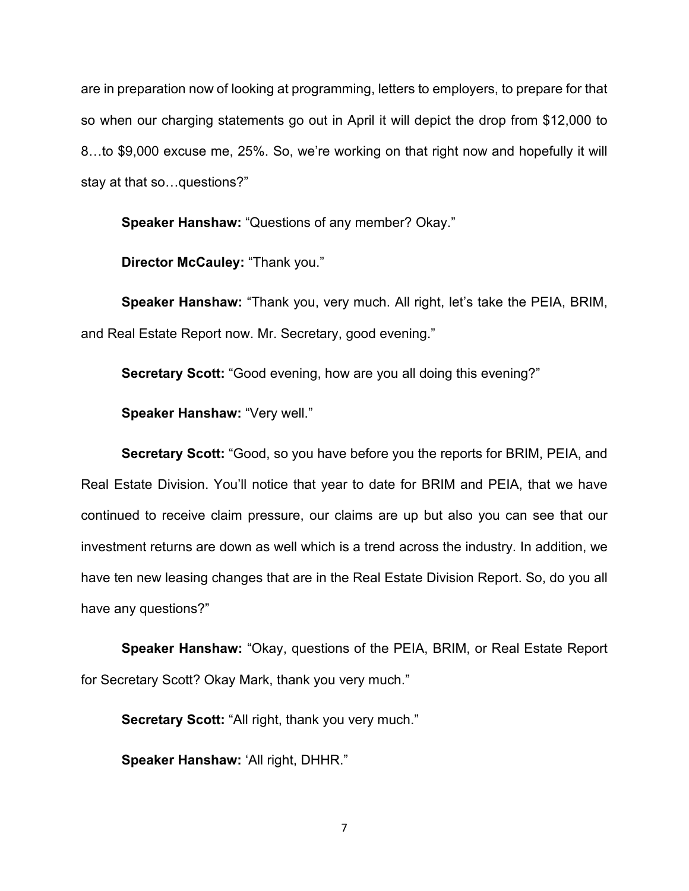are in preparation now of looking at programming, letters to employers, to prepare for that so when our charging statements go out in April it will depict the drop from $12,000 to 8…to $9,000 excuse me, 25%. So, we're working on that right now and hopefully it will stay at that so…questions?"

**Speaker Hanshaw:** "Questions of any member? Okay."

**Director McCauley:** "Thank you."

**Speaker Hanshaw:** "Thank you, very much. All right, let's take the PEIA, BRIM, and Real Estate Report now. Mr. Secretary, good evening."

**Secretary Scott:** "Good evening, how are you all doing this evening?"

**Speaker Hanshaw:** "Very well."

**Secretary Scott:** "Good, so you have before you the reports for BRIM, PEIA, and Real Estate Division. You'll notice that year to date for BRIM and PEIA, that we have continued to receive claim pressure, our claims are up but also you can see that our investment returns are down as well which is a trend across the industry. In addition, we have ten new leasing changes that are in the Real Estate Division Report. So, do you all have any questions?"

**Speaker Hanshaw:** "Okay, questions of the PEIA, BRIM, or Real Estate Report for Secretary Scott? Okay Mark, thank you very much."

**Secretary Scott:** "All right, thank you very much."

**Speaker Hanshaw:** 'All right, DHHR."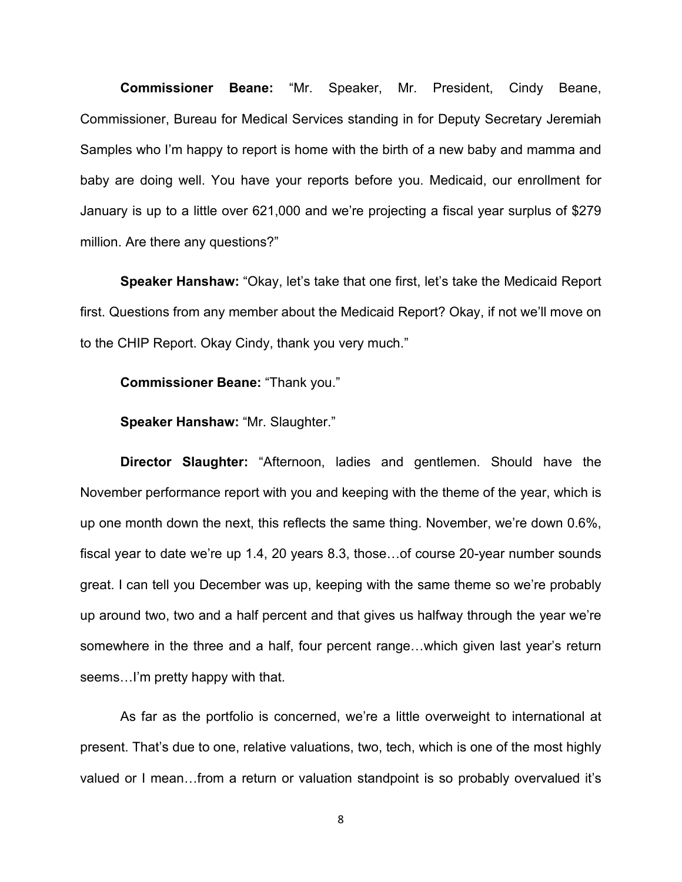**Commissioner Beane:** "Mr. Speaker, Mr. President, Cindy Beane, Commissioner, Bureau for Medical Services standing in for Deputy Secretary Jeremiah Samples who I'm happy to report is home with the birth of a new baby and mamma and baby are doing well. You have your reports before you. Medicaid, our enrollment for January is up to a little over 621,000 and we're projecting a fiscal year surplus of $279 million. Are there any questions?"

**Speaker Hanshaw:** "Okay, let's take that one first, let's take the Medicaid Report first. Questions from any member about the Medicaid Report? Okay, if not we'll move on to the CHIP Report. Okay Cindy, thank you very much."

**Commissioner Beane:** "Thank you."

**Speaker Hanshaw:** "Mr. Slaughter."

**Director Slaughter:** "Afternoon, ladies and gentlemen. Should have the November performance report with you and keeping with the theme of the year, which is up one month down the next, this reflects the same thing. November, we're down 0.6%, fiscal year to date we're up 1.4, 20 years 8.3, those…of course 20-year number sounds great. I can tell you December was up, keeping with the same theme so we're probably up around two, two and a half percent and that gives us halfway through the year we're somewhere in the three and a half, four percent range…which given last year's return seems…I'm pretty happy with that.

As far as the portfolio is concerned, we're a little overweight to international at present. That's due to one, relative valuations, two, tech, which is one of the most highly valued or I mean…from a return or valuation standpoint is so probably overvalued it's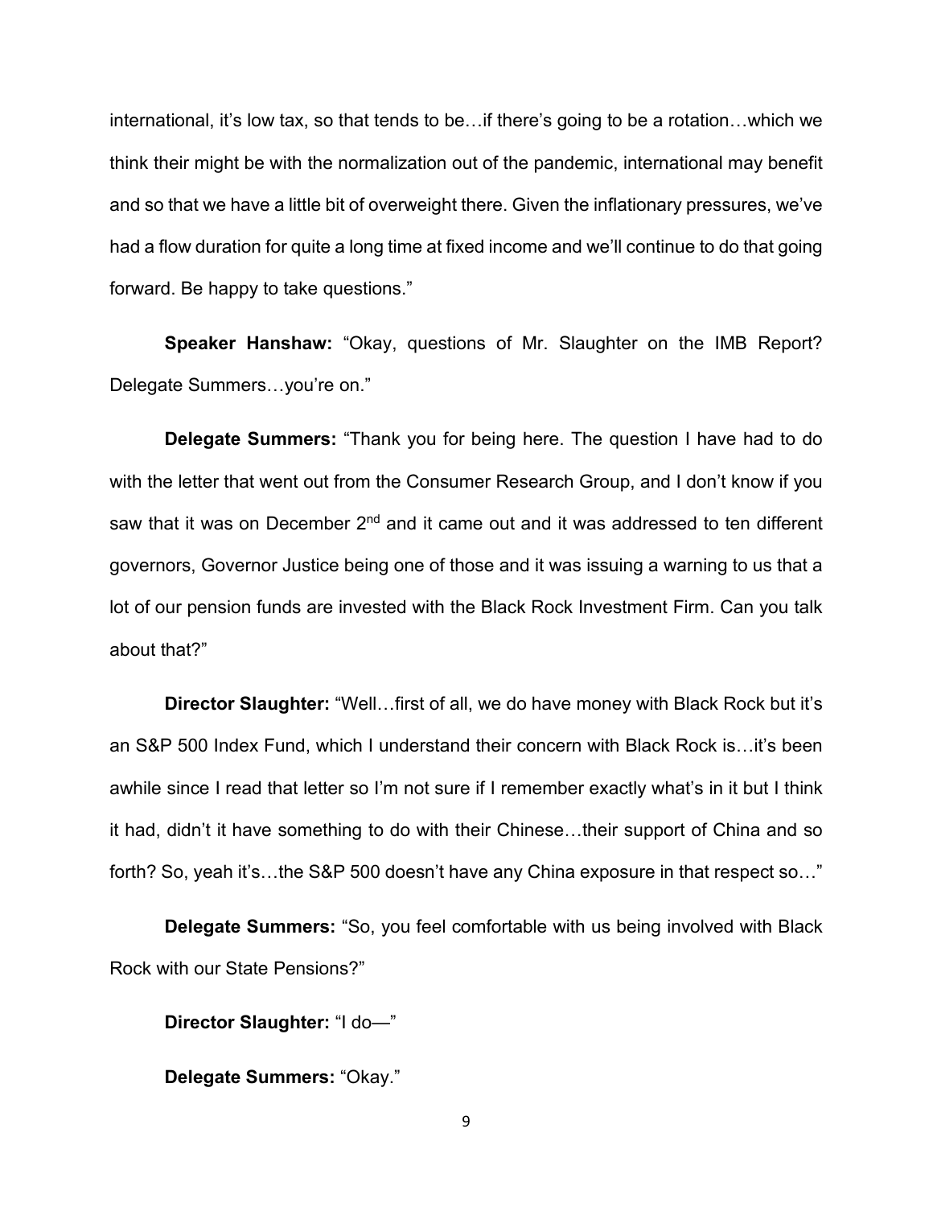international, it's low tax, so that tends to be…if there's going to be a rotation…which we think their might be with the normalization out of the pandemic, international may benefit and so that we have a little bit of overweight there. Given the inflationary pressures, we've had a flow duration for quite a long time at fixed income and we'll continue to do that going forward. Be happy to take questions."

**Speaker Hanshaw:** "Okay, questions of Mr. Slaughter on the IMB Report? Delegate Summers…you're on."

**Delegate Summers:** "Thank you for being here. The question I have had to do with the letter that went out from the Consumer Research Group, and I don't know if you saw that it was on December 2nd and it came out and it was addressed to ten different governors, Governor Justice being one of those and it was issuing a warning to us that a lot of our pension funds are invested with the Black Rock Investment Firm. Can you talk about that?"

**Director Slaughter:** "Well…first of all, we do have money with Black Rock but it's an S&P 500 Index Fund, which I understand their concern with Black Rock is…it's been awhile since I read that letter so I'm not sure if I remember exactly what's in it but I think it had, didn't it have something to do with their Chinese…their support of China and so forth? So, yeah it's…the S&P 500 doesn't have any China exposure in that respect so…"

**Delegate Summers:** "So, you feel comfortable with us being involved with Black Rock with our State Pensions?"

**Director Slaughter:** "I do—"

**Delegate Summers:** "Okay."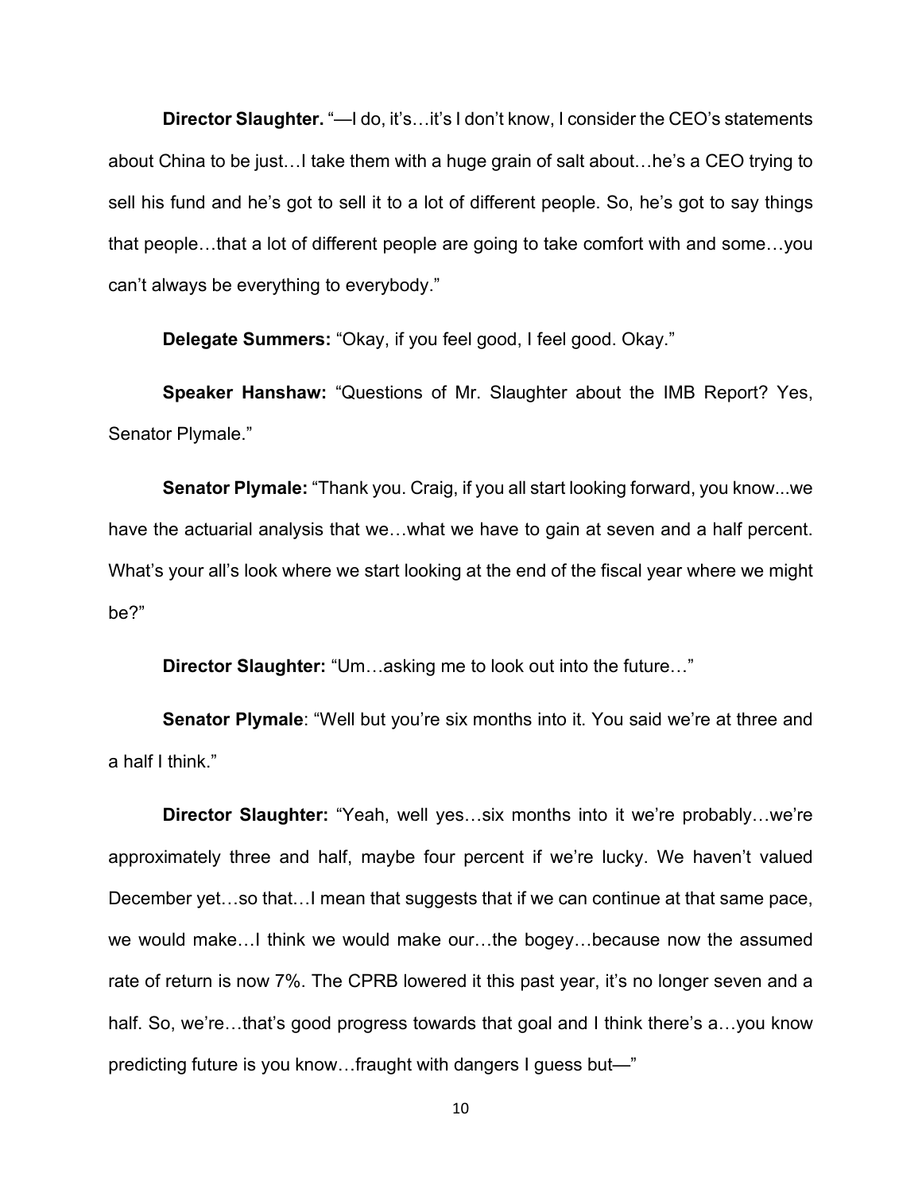**Director Slaughter.** "—I do, it's…it's I don't know, I consider the CEO's statements about China to be just…I take them with a huge grain of salt about…he's a CEO trying to sell his fund and he's got to sell it to a lot of different people. So, he's got to say things that people…that a lot of different people are going to take comfort with and some…you can't always be everything to everybody."

**Delegate Summers:** "Okay, if you feel good, I feel good. Okay."

**Speaker Hanshaw:** "Questions of Mr. Slaughter about the IMB Report? Yes, Senator Plymale."

**Senator Plymale:** "Thank you. Craig, if you all start looking forward, you know...we have the actuarial analysis that we…what we have to gain at seven and a half percent. What's your all's look where we start looking at the end of the fiscal year where we might be?"

**Director Slaughter:** "Um…asking me to look out into the future…"

**Senator Plymale**: "Well but you're six months into it. You said we're at three and a half I think."

**Director Slaughter:** "Yeah, well yes…six months into it we're probably…we're approximately three and half, maybe four percent if we're lucky. We haven't valued December yet…so that…I mean that suggests that if we can continue at that same pace, we would make…I think we would make our…the bogey…because now the assumed rate of return is now 7%. The CPRB lowered it this past year, it's no longer seven and a half. So, we're…that's good progress towards that goal and I think there's a…you know predicting future is you know…fraught with dangers I guess but—"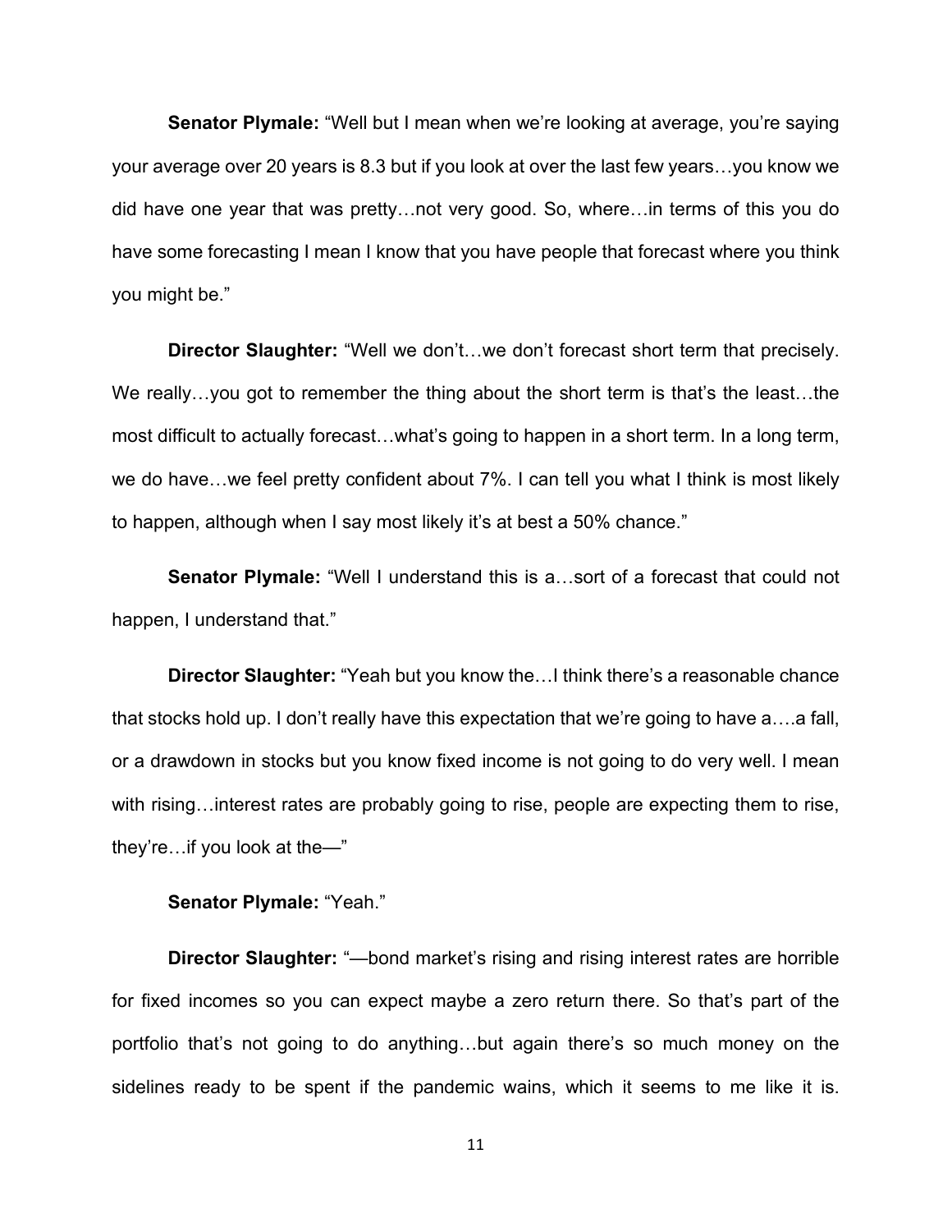**Senator Plymale:** "Well but I mean when we're looking at average, you're saying your average over 20 years is 8.3 but if you look at over the last few years…you know we did have one year that was pretty…not very good. So, where…in terms of this you do have some forecasting I mean I know that you have people that forecast where you think you might be."

**Director Slaughter:** "Well we don't…we don't forecast short term that precisely. We really…you got to remember the thing about the short term is that's the least…the most difficult to actually forecast…what's going to happen in a short term. In a long term, we do have…we feel pretty confident about 7%. I can tell you what I think is most likely to happen, although when I say most likely it's at best a 50% chance."

**Senator Plymale:** "Well I understand this is a…sort of a forecast that could not happen, I understand that."

**Director Slaughter:** "Yeah but you know the…I think there's a reasonable chance that stocks hold up. I don't really have this expectation that we're going to have a….a fall, or a drawdown in stocks but you know fixed income is not going to do very well. I mean with rising…interest rates are probably going to rise, people are expecting them to rise, they're…if you look at the—"

**Senator Plymale:** "Yeah."

**Director Slaughter:** "—bond market's rising and rising interest rates are horrible for fixed incomes so you can expect maybe a zero return there. So that's part of the portfolio that's not going to do anything…but again there's so much money on the sidelines ready to be spent if the pandemic wains, which it seems to me like it is.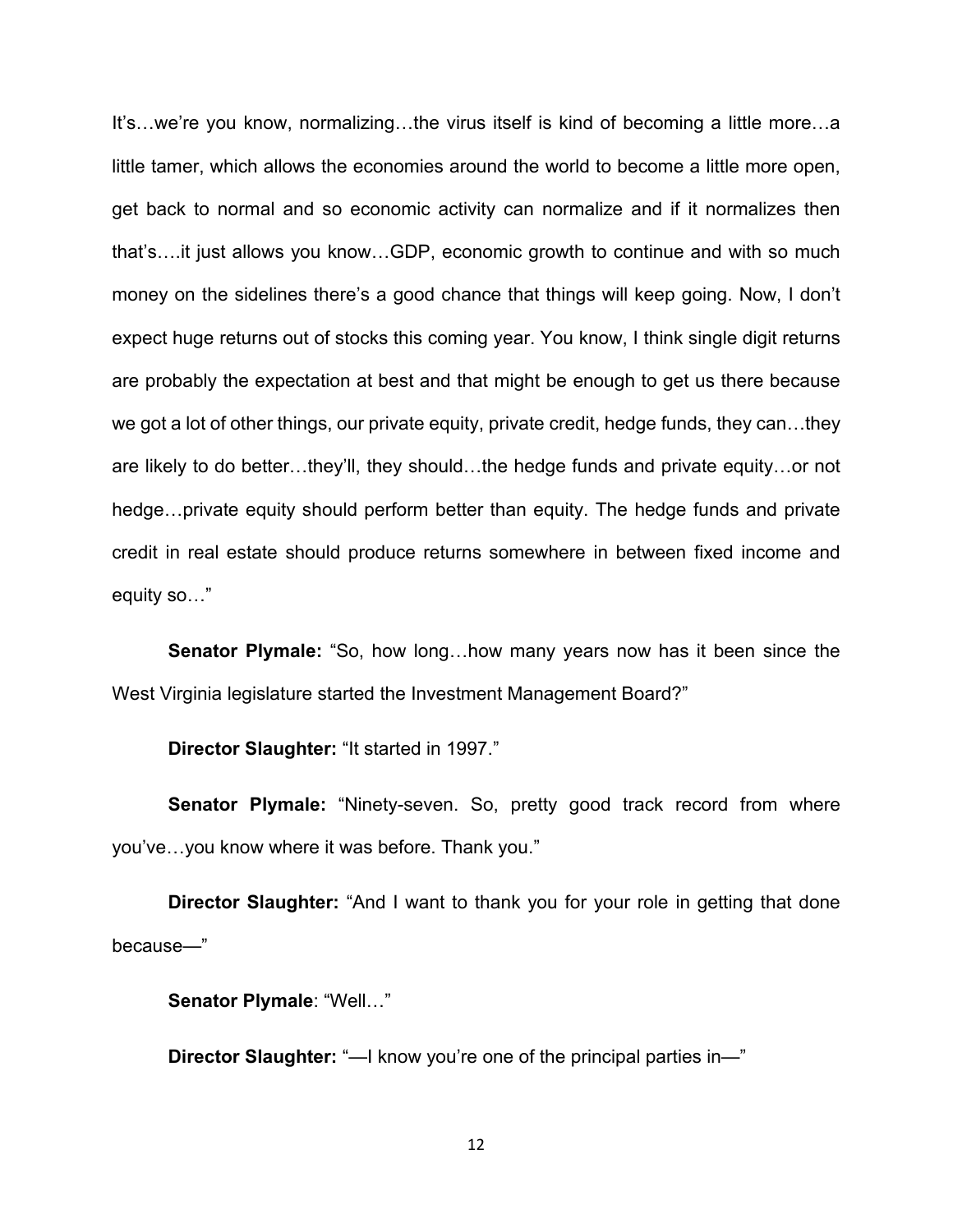It's…we're you know, normalizing…the virus itself is kind of becoming a little more…a little tamer, which allows the economies around the world to become a little more open, get back to normal and so economic activity can normalize and if it normalizes then that's….it just allows you know…GDP, economic growth to continue and with so much money on the sidelines there's a good chance that things will keep going. Now, I don't expect huge returns out of stocks this coming year. You know, I think single digit returns are probably the expectation at best and that might be enough to get us there because we got a lot of other things, our private equity, private credit, hedge funds, they can…they are likely to do better…they'll, they should…the hedge funds and private equity…or not hedge…private equity should perform better than equity. The hedge funds and private credit in real estate should produce returns somewhere in between fixed income and equity so…"

**Senator Plymale:** "So, how long…how many years now has it been since the West Virginia legislature started the Investment Management Board?"

**Director Slaughter:** "It started in 1997."

**Senator Plymale:** "Ninety-seven. So, pretty good track record from where you've…you know where it was before. Thank you."

**Director Slaughter:** "And I want to thank you for your role in getting that done because—"

**Senator Plymale**: "Well…"

**Director Slaughter:** "—I know you're one of the principal parties in—"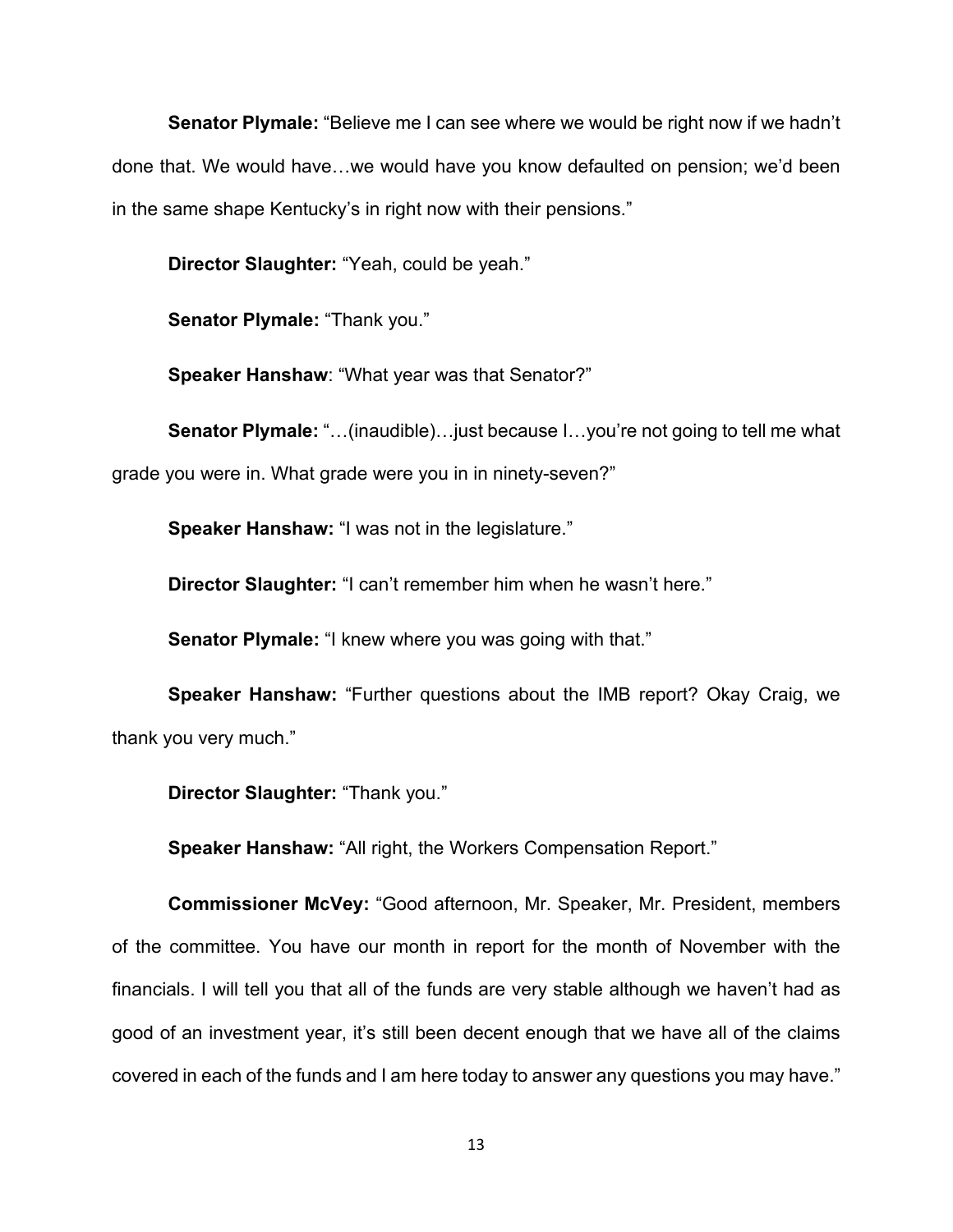**Senator Plymale:** "Believe me I can see where we would be right now if we hadn't done that. We would have…we would have you know defaulted on pension; we'd been in the same shape Kentucky's in right now with their pensions."

**Director Slaughter:** "Yeah, could be yeah."

**Senator Plymale:** "Thank you."

**Speaker Hanshaw**: "What year was that Senator?"

**Senator Plymale:** "…(inaudible)…just because I…you're not going to tell me what grade you were in. What grade were you in in ninety-seven?"

**Speaker Hanshaw:** "I was not in the legislature."

**Director Slaughter:** "I can't remember him when he wasn't here."

**Senator Plymale:** "I knew where you was going with that."

**Speaker Hanshaw:** "Further questions about the IMB report? Okay Craig, we thank you very much."

**Director Slaughter:** "Thank you."

**Speaker Hanshaw:** "All right, the Workers Compensation Report."

**Commissioner McVey:** "Good afternoon, Mr. Speaker, Mr. President, members of the committee. You have our month in report for the month of November with the financials. I will tell you that all of the funds are very stable although we haven't had as good of an investment year, it's still been decent enough that we have all of the claims covered in each of the funds and I am here today to answer any questions you may have."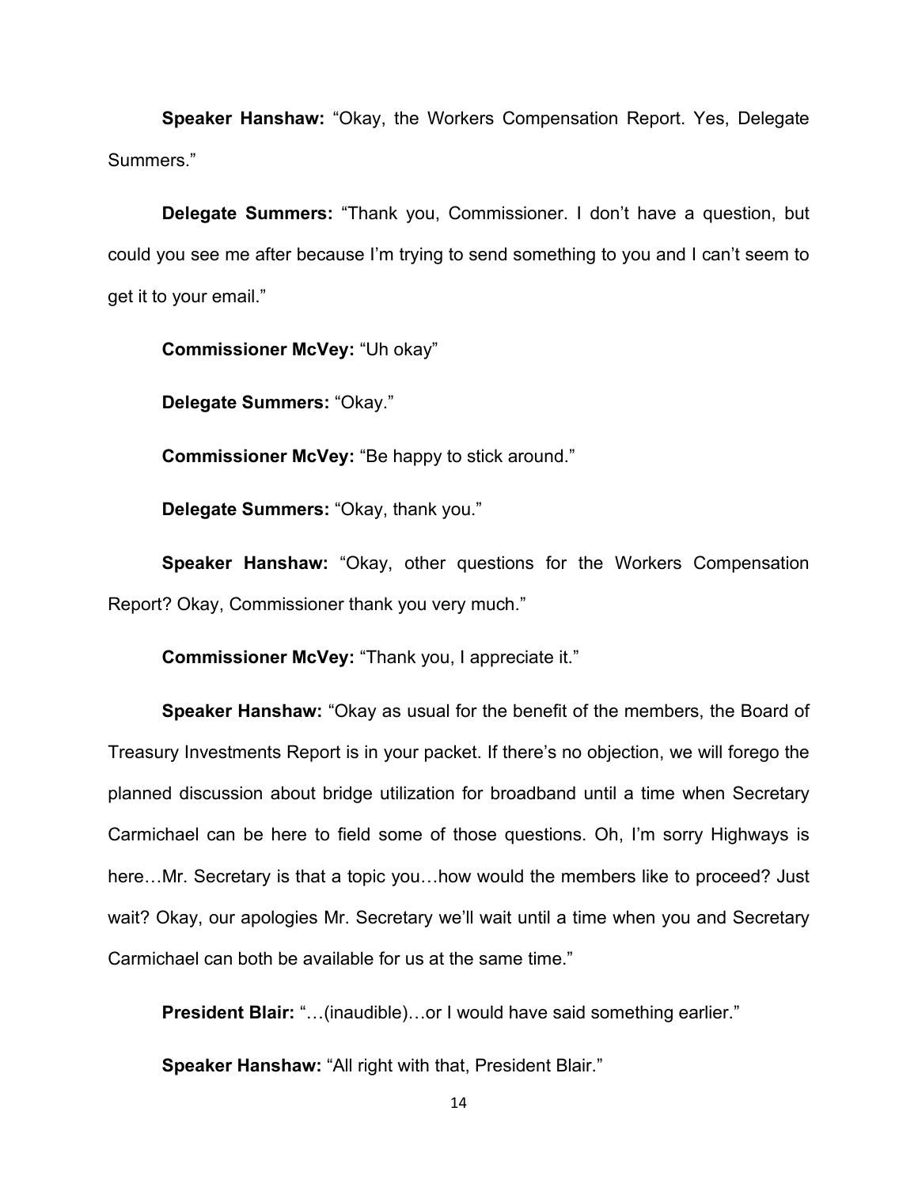**Speaker Hanshaw:** "Okay, the Workers Compensation Report. Yes, Delegate Summers."

**Delegate Summers:** "Thank you, Commissioner. I don't have a question, but could you see me after because I'm trying to send something to you and I can't seem to get it to your email."

**Commissioner McVey:** "Uh okay"

**Delegate Summers:** "Okay."

**Commissioner McVey:** "Be happy to stick around."

**Delegate Summers:** "Okay, thank you."

**Speaker Hanshaw:** "Okay, other questions for the Workers Compensation Report? Okay, Commissioner thank you very much."

**Commissioner McVey:** "Thank you, I appreciate it."

**Speaker Hanshaw:** "Okay as usual for the benefit of the members, the Board of Treasury Investments Report is in your packet. If there's no objection, we will forego the planned discussion about bridge utilization for broadband until a time when Secretary Carmichael can be here to field some of those questions. Oh, I'm sorry Highways is here…Mr. Secretary is that a topic you…how would the members like to proceed? Just wait? Okay, our apologies Mr. Secretary we'll wait until a time when you and Secretary Carmichael can both be available for us at the same time."

**President Blair:** "…(inaudible)…or I would have said something earlier."

**Speaker Hanshaw:** "All right with that, President Blair."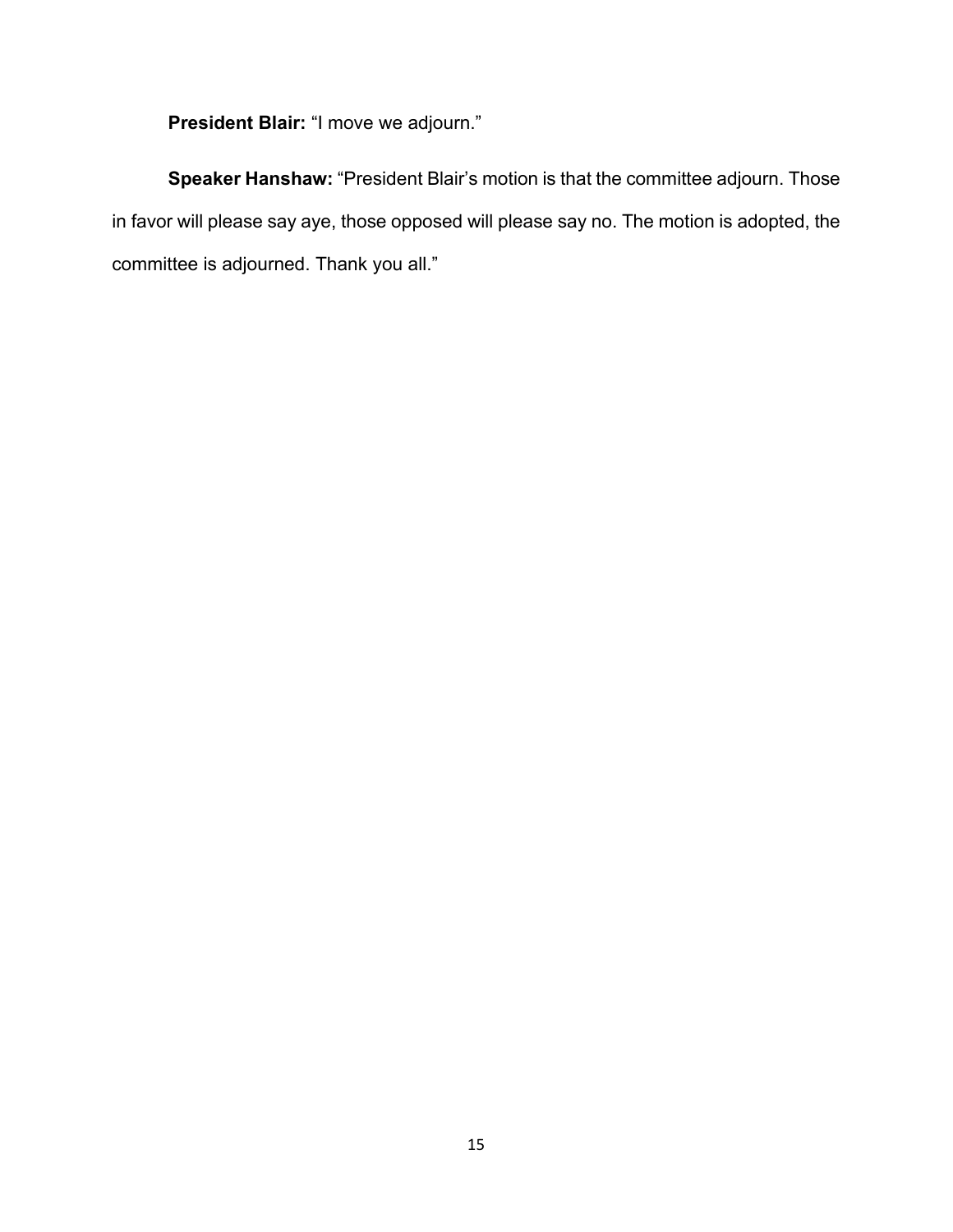**President Blair:** “I move we adjourn.”

**Speaker Hanshaw:** “President Blair’s motion is that the committee adjourn. Those in favor will please say aye, those opposed will please say no. The motion is adopted, the committee is adjourned. Thank you all.”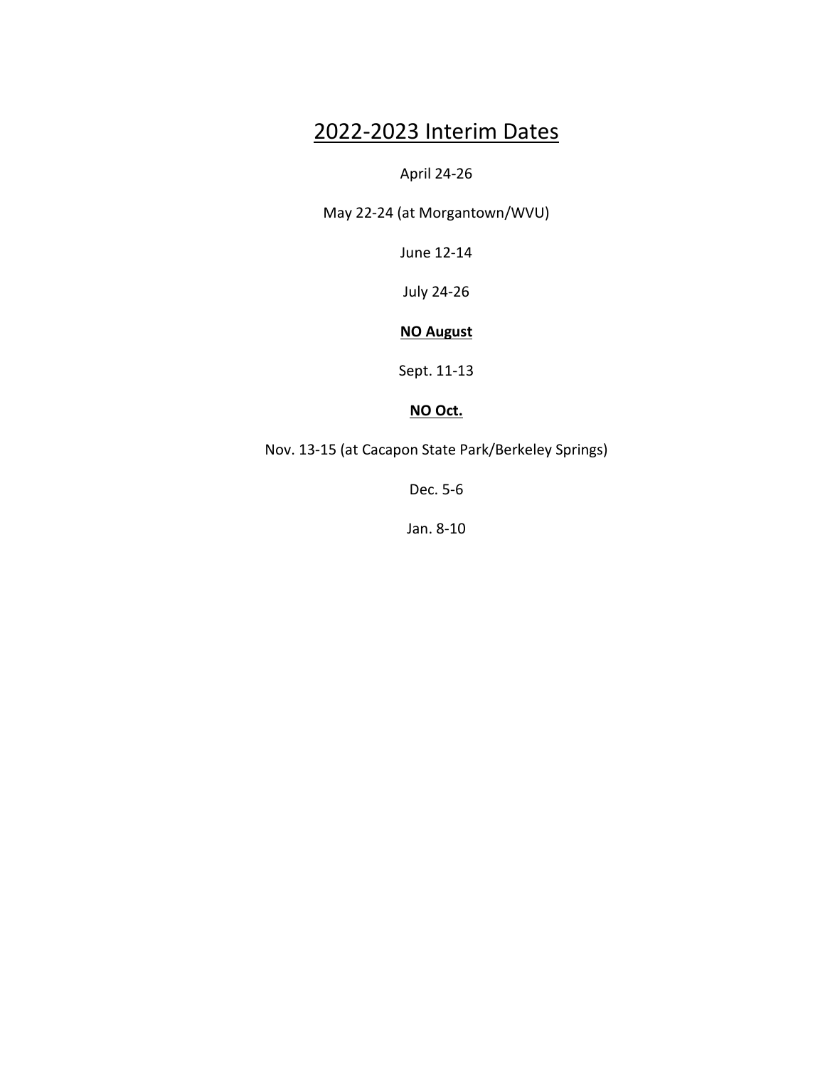# 2022-2023 Interim Dates

April 24-26

May 22-24 (at Morgantown/WVU)

June 12-14

July 24-26

**NO August**

Sept. 11-13

**NO Oct.**

Nov. 13-15 (at Cacapon State Park/Berkeley Springs)

Dec. 5-6

Jan. 8-10